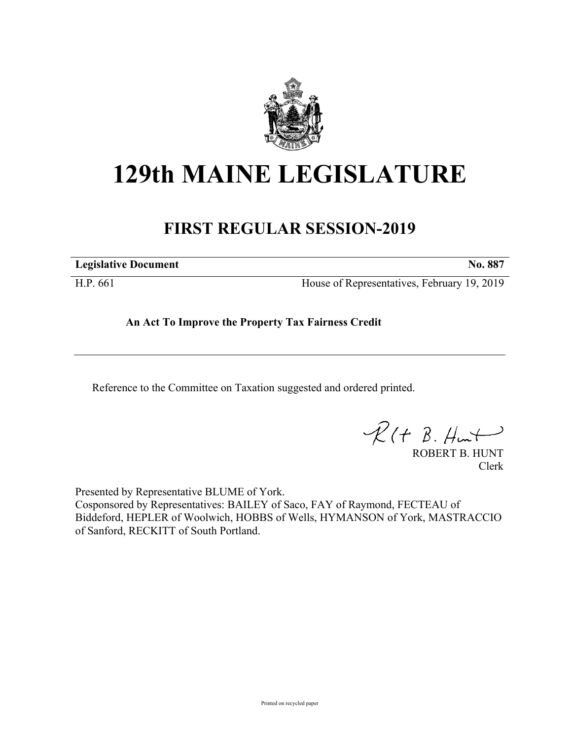# 129th MAINE LEGISLATURE

## FIRST REGULAR SESSION-2019

| **Legislative Document** | **No. 887** |
| --- | --- |
| H.P. 661 | House of Representatives, February 19, 2019 |

**An Act To Improve the Property Tax Fairness Credit**

Reference to the Committee on Taxation suggested and ordered printed.

ROBERT B. HUNT
Clerk

Presented by Representative BLUME of York.
Cosponsored by Representatives: BAILEY of Saco, FAY of Raymond, FECTEAU of Biddeford, HEPLER of Woolwich, HOBBS of Wells, HYMANSON of York, MASTRACCIO of Sanford, RECKITT of South Portland.

Printed on recycled paper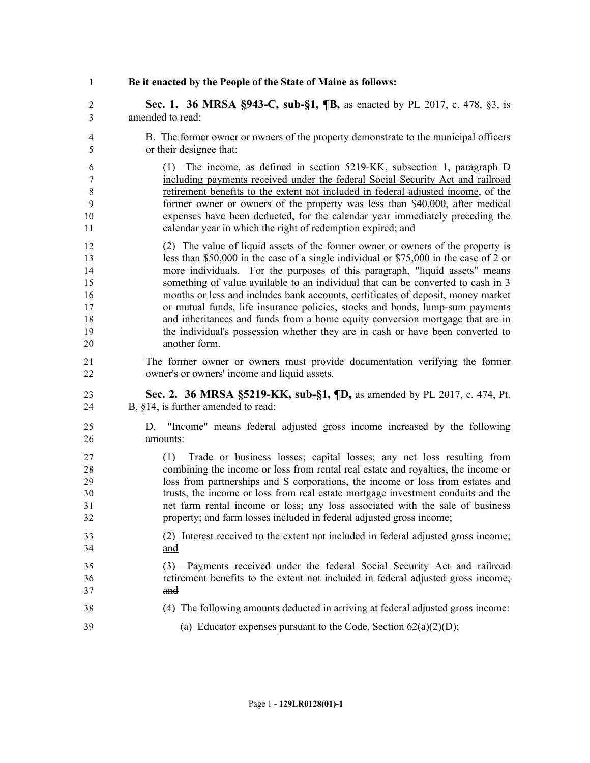**Be it enacted by the People of the State of Maine as follows:**

**Sec. 1. 36 MRSA §943-C, sub-§1, ¶B,** as enacted by PL 2017, c. 478, §3, is amended to read:

B. The former owner or owners of the property demonstrate to the municipal officers or their designee that:

(1) The income, as defined in section 5219-KK, subsection 1, paragraph D <u>including payments received under the federal Social Security Act and railroad retirement benefits to the extent not included in federal adjusted income</u>, of the former owner or owners of the property was less than $40,000, after medical expenses have been deducted, for the calendar year immediately preceding the calendar year in which the right of redemption expired; and

(2) The value of liquid assets of the former owner or owners of the property is less than $50,000 in the case of a single individual or $75,000 in the case of 2 or more individuals. For the purposes of this paragraph, "liquid assets" means something of value available to an individual that can be converted to cash in 3 months or less and includes bank accounts, certificates of deposit, money market or mutual funds, life insurance policies, stocks and bonds, lump-sum payments and inheritances and funds from a home equity conversion mortgage that are in the individual's possession whether they are in cash or have been converted to another form.

The former owner or owners must provide documentation verifying the former owner's or owners' income and liquid assets.

**Sec. 2. 36 MRSA §5219-KK, sub-§1, ¶D,** as amended by PL 2017, c. 474, Pt. B, §14, is further amended to read:

D. "Income" means federal adjusted gross income increased by the following amounts:

(1) Trade or business losses; capital losses; any net loss resulting from combining the income or loss from rental real estate and royalties, the income or loss from partnerships and S corporations, the income or loss from estates and trusts, the income or loss from real estate mortgage investment conduits and the net farm rental income or loss; any loss associated with the sale of business property; and farm losses included in federal adjusted gross income;

(2) Interest received to the extent not included in federal adjusted gross income; <u>and</u>

~~(3) Payments received under the federal Social Security Act and railroad retirement benefits to the extent not included in federal adjusted gross income; and~~

(4) The following amounts deducted in arriving at federal adjusted gross income:

(a) Educator expenses pursuant to the Code, Section 62(a)(2)(D);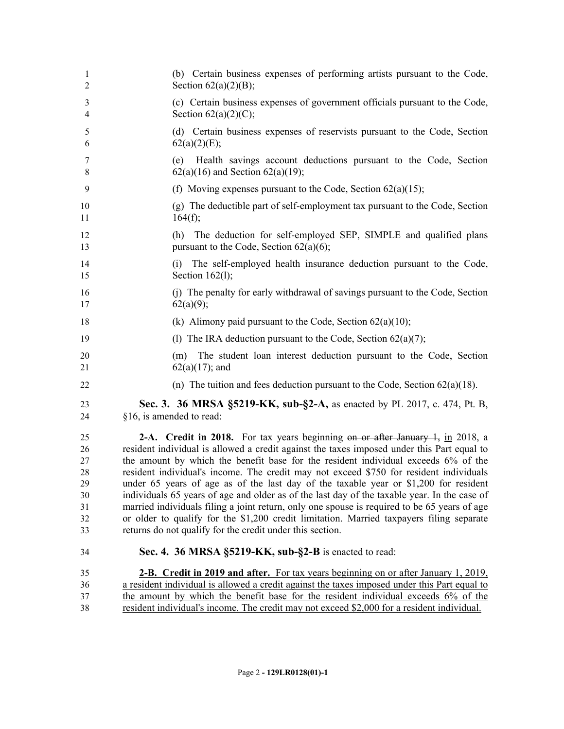(b) Certain business expenses of performing artists pursuant to the Code, Section 62(a)(2)(B);

(c) Certain business expenses of government officials pursuant to the Code, Section 62(a)(2)(C);

(d) Certain business expenses of reservists pursuant to the Code, Section 62(a)(2)(E);

(e) Health savings account deductions pursuant to the Code, Section 62(a)(16) and Section 62(a)(19);

(f) Moving expenses pursuant to the Code, Section 62(a)(15);

(g) The deductible part of self-employment tax pursuant to the Code, Section 164(f);

(h) The deduction for self-employed SEP, SIMPLE and qualified plans pursuant to the Code, Section 62(a)(6);

(i) The self-employed health insurance deduction pursuant to the Code, Section 162(l);

(j) The penalty for early withdrawal of savings pursuant to the Code, Section 62(a)(9);

(k) Alimony paid pursuant to the Code, Section 62(a)(10);

(l) The IRA deduction pursuant to the Code, Section 62(a)(7);

(m) The student loan interest deduction pursuant to the Code, Section 62(a)(17); and

(n) The tuition and fees deduction pursuant to the Code, Section 62(a)(18).

**Sec. 3. 36 MRSA §5219-KK, sub-§2-A,** as enacted by PL 2017, c. 474, Pt. B, §16, is amended to read:

**2-A. Credit in 2018.** For tax years beginning ~~on or after January 1,~~ in 2018, a resident individual is allowed a credit against the taxes imposed under this Part equal to the amount by which the benefit base for the resident individual exceeds 6% of the resident individual's income. The credit may not exceed $750 for resident individuals under 65 years of age as of the last day of the taxable year or $1,200 for resident individuals 65 years of age and older as of the last day of the taxable year. In the case of married individuals filing a joint return, only one spouse is required to be 65 years of age or older to qualify for the $1,200 credit limitation. Married taxpayers filing separate returns do not qualify for the credit under this section.

**Sec. 4. 36 MRSA §5219-KK, sub-§2-B** is enacted to read:

**2-B. Credit in 2019 and after.** For tax years beginning on or after January 1, 2019, a resident individual is allowed a credit against the taxes imposed under this Part equal to the amount by which the benefit base for the resident individual exceeds 6% of the resident individual's income. The credit may not exceed $2,000 for a resident individual.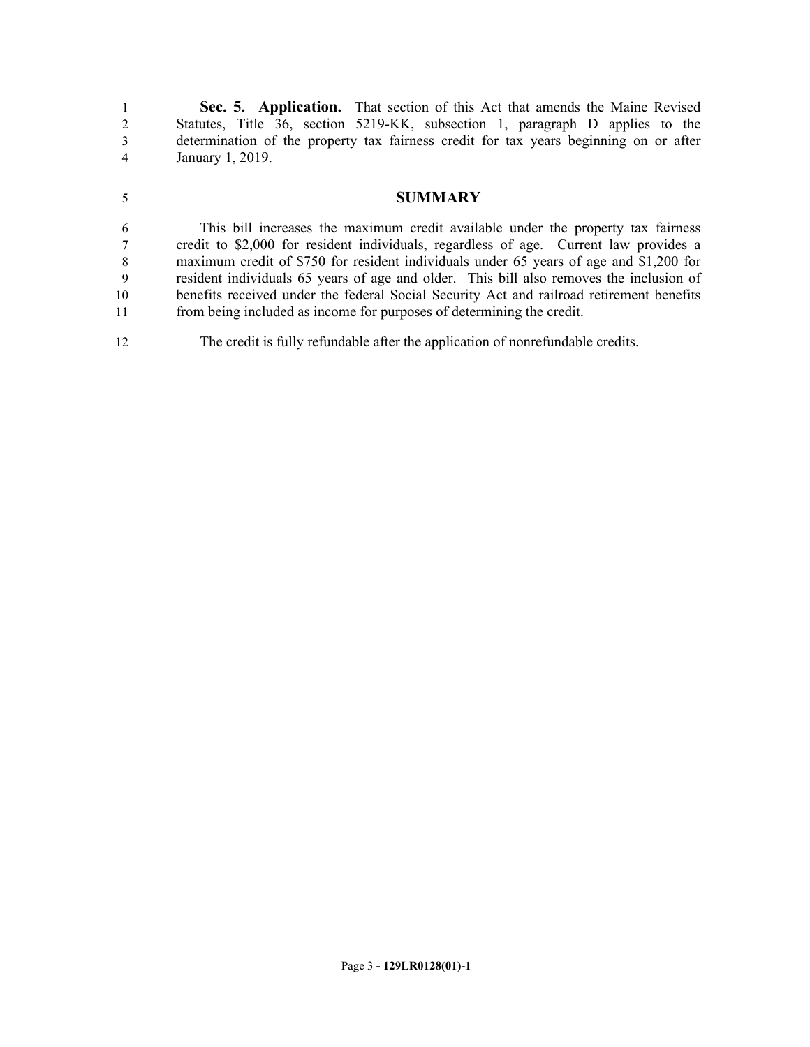**Sec. 5. Application.** That section of this Act that amends the Maine Revised Statutes, Title 36, section 5219-KK, subsection 1, paragraph D applies to the determination of the property tax fairness credit for tax years beginning on or after January 1, 2019.

## SUMMARY

This bill increases the maximum credit available under the property tax fairness credit to $2,000 for resident individuals, regardless of age. Current law provides a maximum credit of $750 for resident individuals under 65 years of age and $1,200 for resident individuals 65 years of age and older. This bill also removes the inclusion of benefits received under the federal Social Security Act and railroad retirement benefits from being included as income for purposes of determining the credit.

The credit is fully refundable after the application of nonrefundable credits.